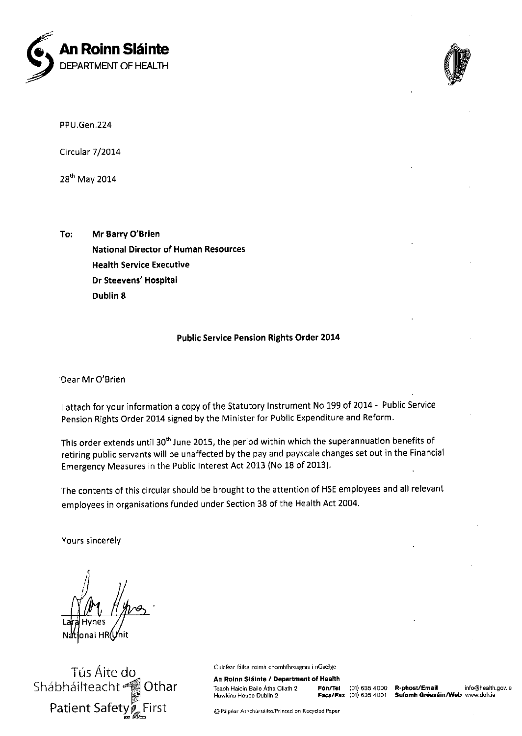**An Roinn Sláinte**
DEPARTMENT OF HEALTH

PPU.Gen.224

Circular 7/2014

28th May 2014

**To:** **Mr Barry O'Brien**
**National Director of Human Resources**
**Health Service Executive**
**Dr Steevens' Hospital**
**Dublin 8**

**Public Service Pension Rights Order 2014**

Dear Mr O'Brien

I attach for your information a copy of the Statutory Instrument No 199 of 2014 - Public Service Pension Rights Order 2014 signed by the Minister for Public Expenditure and Reform.

This order extends until 30th June 2015, the period within which the superannuation benefits of retiring public servants will be unaffected by the pay and payscale changes set out in the Financial Emergency Measures in the Public Interest Act 2013 (No 18 of 2013).

The contents of this circular should be brought to the attention of HSE employees and all relevant employees in organisations funded under Section 38 of the Health Act 2004.

Yours sincerely

Lara Hynes
National HR Unit

Tús Áite do Shábháilteacht Othar
Patient Safety First

Cuirfear fáilte roimh chomhfhreagras i nGaeilge

**An Roinn Sláinte / Department of Health**
Teach Haicín Baile Átha Cliath 2
Hawkins House Dublin 2
**Fón/Tel** (01) 635 4000
**Facs/Fax** (01) 635 4001
**R-phost/Email** info@health.gov.ie
**Suíomh Gréasáin/Web** www.doh.ie

Páipéar Athchúrsáilte/Printed on Recycled Paper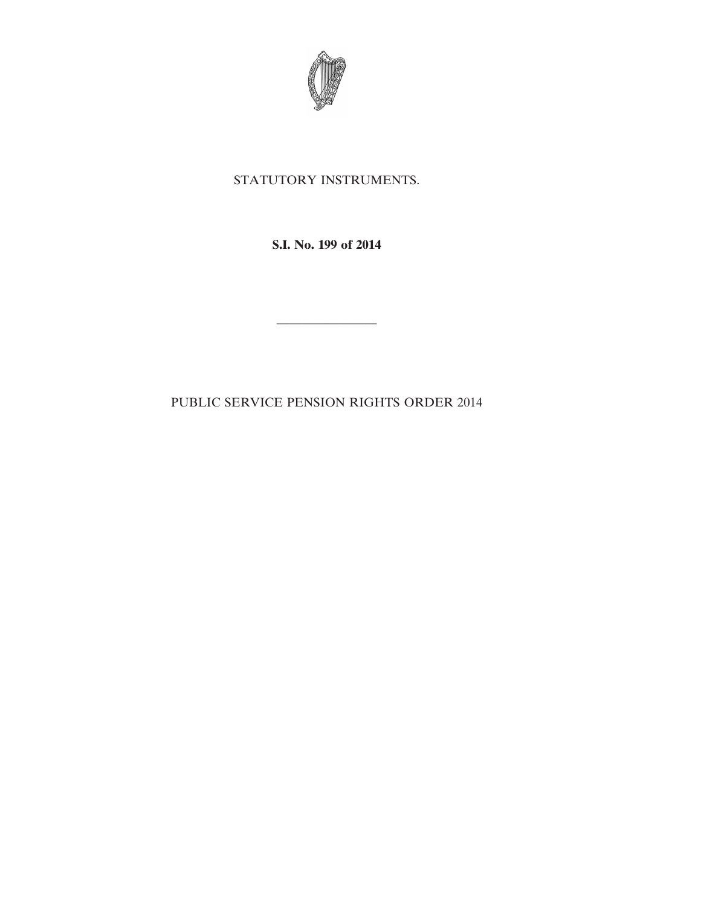STATUTORY INSTRUMENTS.

**S.I. No. 199 of 2014**

---

PUBLIC SERVICE PENSION RIGHTS ORDER 2014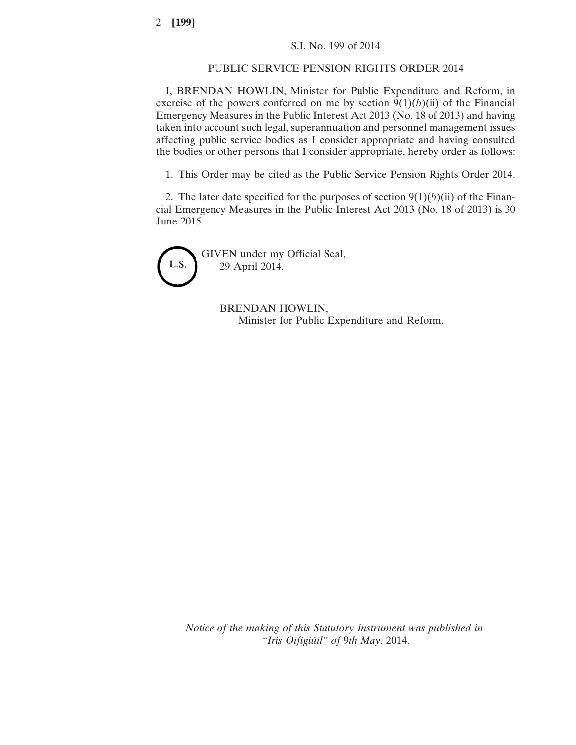S.I. No. 199 of 2014

PUBLIC SERVICE PENSION RIGHTS ORDER 2014

I, BRENDAN HOWLIN, Minister for Public Expenditure and Reform, in exercise of the powers conferred on me by section 9(1)(*b*)(ii) of the Financial Emergency Measures in the Public Interest Act 2013 (No. 18 of 2013) and having taken into account such legal, superannuation and personnel management issues affecting public service bodies as I consider appropriate and having consulted the bodies or other persons that I consider appropriate, hereby order as follows:

1. This Order may be cited as the Public Service Pension Rights Order 2014.

2. The later date specified for the purposes of section 9(1)(*b*)(ii) of the Financial Emergency Measures in the Public Interest Act 2013 (No. 18 of 2013) is 30 June 2015.

L.S.

GIVEN under my Official Seal,
29 April 2014.

BRENDAN HOWLIN,
Minister for Public Expenditure and Reform.

*Notice of the making of this Statutory Instrument was published in "Iris Oifigiúil" of* 9*th May*, 2014.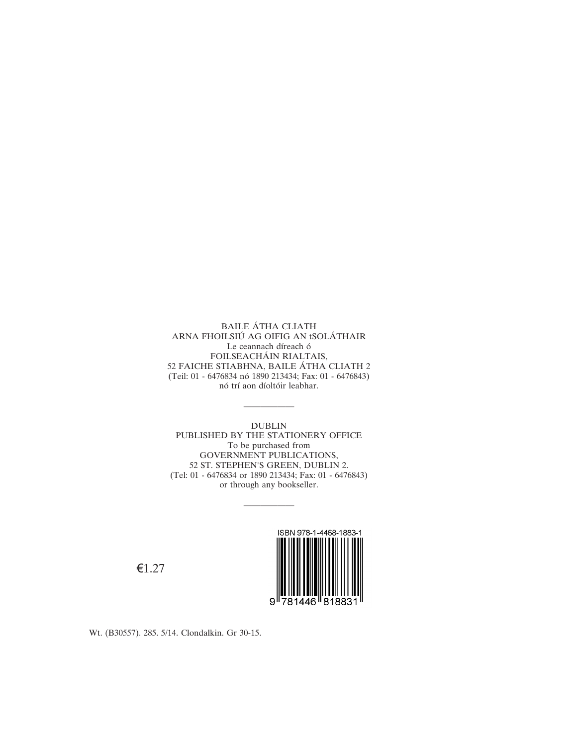BAILE ÁTHA CLIATH
ARNA FHOILSIÚ AG OIFIG AN tSOLÁTHAIR
Le ceannach díreach ó
FOILSEACHÁIN RIALTAIS,
52 FAICHE STIABHNA, BAILE ÁTHA CLIATH 2
(Teil: 01 - 6476834 nó 1890 213434; Fax: 01 - 6476843)
nó trí aon díoltóir leabhar.

---

DUBLIN
PUBLISHED BY THE STATIONERY OFFICE
To be purchased from
GOVERNMENT PUBLICATIONS,
52 ST. STEPHEN'S GREEN, DUBLIN 2.
(Tel: 01 - 6476834 or 1890 213434; Fax: 01 - 6476843)
or through any bookseller.

---

€1.27

ISBN 978-1-4468-1883-1

9 781446 818831

Wt. (B30557). 285. 5/14. Clondalkin. Gr 30-15.